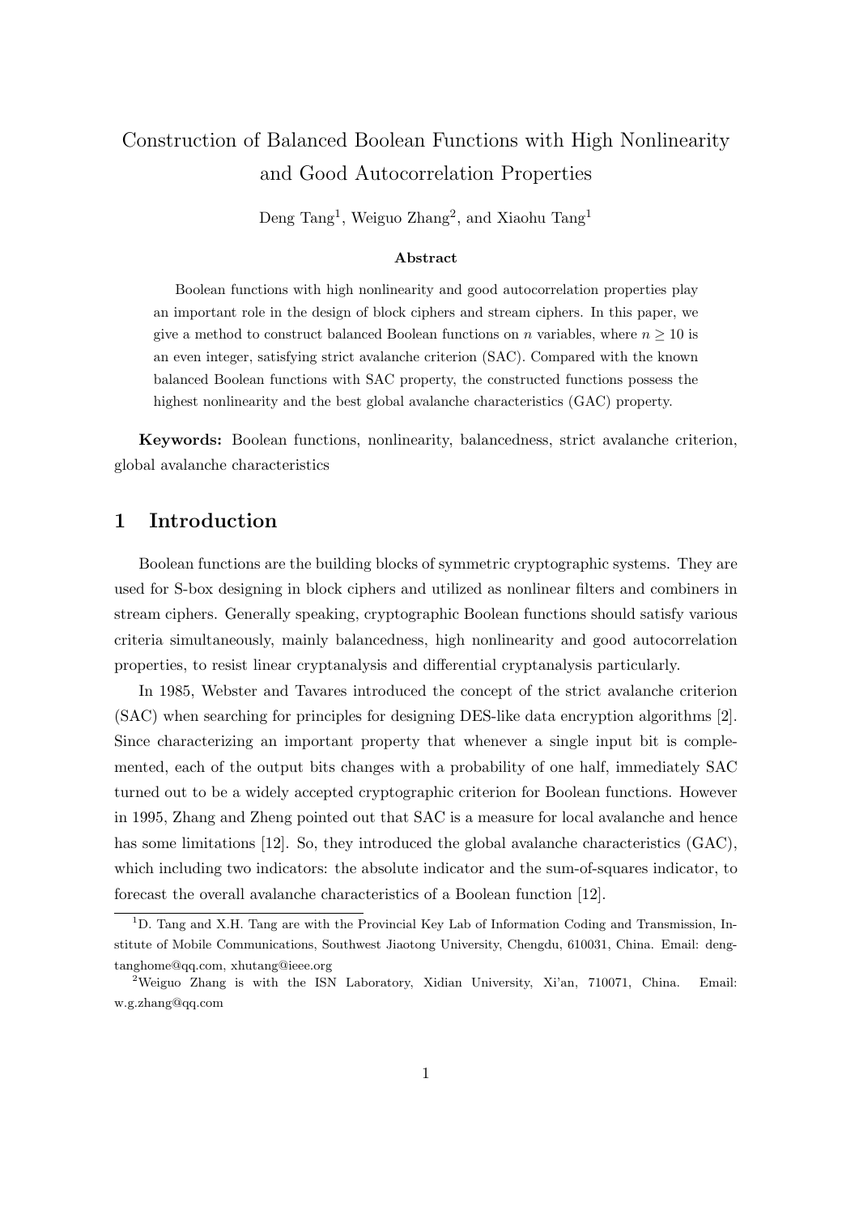# Construction of Balanced Boolean Functions with High Nonlinearity and Good Autocorrelation Properties

Deng Tang[1], Weiguo Zhang[2], and Xiaohu Tang[1]

### Abstract

Boolean functions with high nonlinearity and good autocorrelation properties play an important role in the design of block ciphers and stream ciphers. In this paper, we give a method to construct balanced Boolean functions on $n$ variables, where $n \geq 10$ is an even integer, satisfying strict avalanche criterion (SAC). Compared with the known balanced Boolean functions with SAC property, the constructed functions possess the highest nonlinearity and the best global avalanche characteristics (GAC) property.

**Keywords:** Boolean functions, nonlinearity, balancedness, strict avalanche criterion, global avalanche characteristics

## 1 Introduction

Boolean functions are the building blocks of symmetric cryptographic systems. They are used for S-box designing in block ciphers and utilized as nonlinear filters and combiners in stream ciphers. Generally speaking, cryptographic Boolean functions should satisfy various criteria simultaneously, mainly balancedness, high nonlinearity and good autocorrelation properties, to resist linear cryptanalysis and differential cryptanalysis particularly.

In 1985, Webster and Tavares introduced the concept of the strict avalanche criterion (SAC) when searching for principles for designing DES-like data encryption algorithms [2]. Since characterizing an important property that whenever a single input bit is complemented, each of the output bits changes with a probability of one half, immediately SAC turned out to be a widely accepted cryptographic criterion for Boolean functions. However in 1995, Zhang and Zheng pointed out that SAC is a measure for local avalanche and hence has some limitations [12]. So, they introduced the global avalanche characteristics (GAC), which including two indicators: the absolute indicator and the sum-of-squares indicator, to forecast the overall avalanche characteristics of a Boolean function [12].

[1]D. Tang and X.H. Tang are with the Provincial Key Lab of Information Coding and Transmission, Institute of Mobile Communications, Southwest Jiaotong University, Chengdu, 610031, China. Email: dengtanghome@qq.com, xhutang@ieee.org

[2]Weiguo Zhang is with the ISN Laboratory, Xidian University, Xi'an, 710071, China. Email: w.g.zhang@qq.com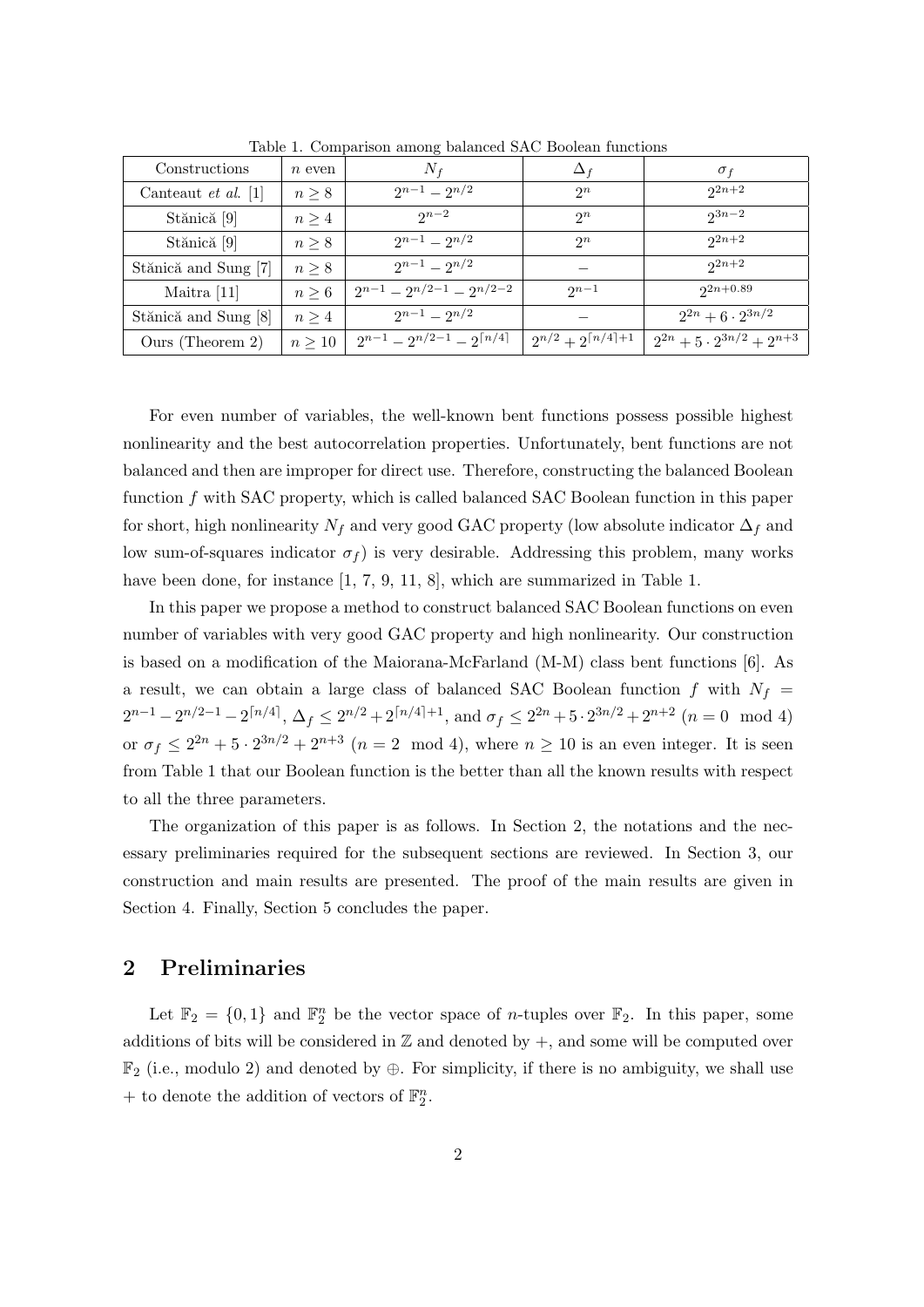Table 1. Comparison among balanced SAC Boolean functions

| Constructions | $n$ even | $N_f$ | $\Delta_f$ | $\sigma_f$ |
|---|---|---|---|---|
| Canteaut *et al.* [1] | $n \geq 8$ | $2^{n-1} - 2^{n/2}$ | $2^n$ | $2^{2n+2}$ |
| Stănică [9] | $n \geq 4$ | $2^{n-2}$ | $2^n$ | $2^{3n-2}$ |
| Stănică [9] | $n \geq 8$ | $2^{n-1} - 2^{n/2}$ | $2^n$ | $2^{2n+2}$ |
| Stănică and Sung [7] | $n \geq 8$ | $2^{n-1} - 2^{n/2}$ | $-$ | $2^{2n+2}$ |
| Maitra [11] | $n \geq 6$ | $2^{n-1} - 2^{n/2-1} - 2^{n/2-2}$ | $2^{n-1}$ | $2^{2n+0.89}$ |
| Stănică and Sung [8] | $n \geq 4$ | $2^{n-1} - 2^{n/2}$ | $-$ | $2^{2n} + 6 \cdot 2^{3n/2}$ |
| Ours (Theorem 2) | $n \geq 10$ | $2^{n-1} - 2^{n/2-1} - 2^{\lceil n/4 \rceil}$ | $2^{n/2} + 2^{\lceil n/4 \rceil + 1}$ | $2^{2n} + 5 \cdot 2^{3n/2} + 2^{n+3}$ |

For even number of variables, the well-known bent functions possess possible highest nonlinearity and the best autocorrelation properties. Unfortunately, bent functions are not balanced and then are improper for direct use. Therefore, constructing the balanced Boolean function $f$ with SAC property, which is called balanced SAC Boolean function in this paper for short, high nonlinearity $N_f$ and very good GAC property (low absolute indicator $\Delta_f$ and low sum-of-squares indicator $\sigma_f$) is very desirable. Addressing this problem, many works have been done, for instance [1, 7, 9, 11, 8], which are summarized in Table 1.

In this paper we propose a method to construct balanced SAC Boolean functions on even number of variables with very good GAC property and high nonlinearity. Our construction is based on a modification of the Maiorana-McFarland (M-M) class bent functions [6]. As a result, we can obtain a large class of balanced SAC Boolean function $f$ with $N_f = 2^{n-1} - 2^{n/2-1} - 2^{\lceil n/4 \rceil}$, $\Delta_f \leq 2^{n/2} + 2^{\lceil n/4 \rceil + 1}$, and $\sigma_f \leq 2^{2n} + 5 \cdot 2^{3n/2} + 2^{n+2}$ ($n = 0 \mod 4$) or $\sigma_f \leq 2^{2n} + 5 \cdot 2^{3n/2} + 2^{n+3}$ ($n = 2 \mod 4$), where $n \geq 10$ is an even integer. It is seen from Table 1 that our Boolean function is the better than all the known results with respect to all the three parameters.

The organization of this paper is as follows. In Section 2, the notations and the necessary preliminaries required for the subsequent sections are reviewed. In Section 3, our construction and main results are presented. The proof of the main results are given in Section 4. Finally, Section 5 concludes the paper.

## 2 Preliminaries

Let $\mathbb{F}_2 = \{0, 1\}$ and $\mathbb{F}_2^n$ be the vector space of $n$-tuples over $\mathbb{F}_2$. In this paper, some additions of bits will be considered in $\mathbb{Z}$ and denoted by $+$, and some will be computed over $\mathbb{F}_2$ (i.e., modulo 2) and denoted by $\oplus$. For simplicity, if there is no ambiguity, we shall use $+$ to denote the addition of vectors of $\mathbb{F}_2^n$.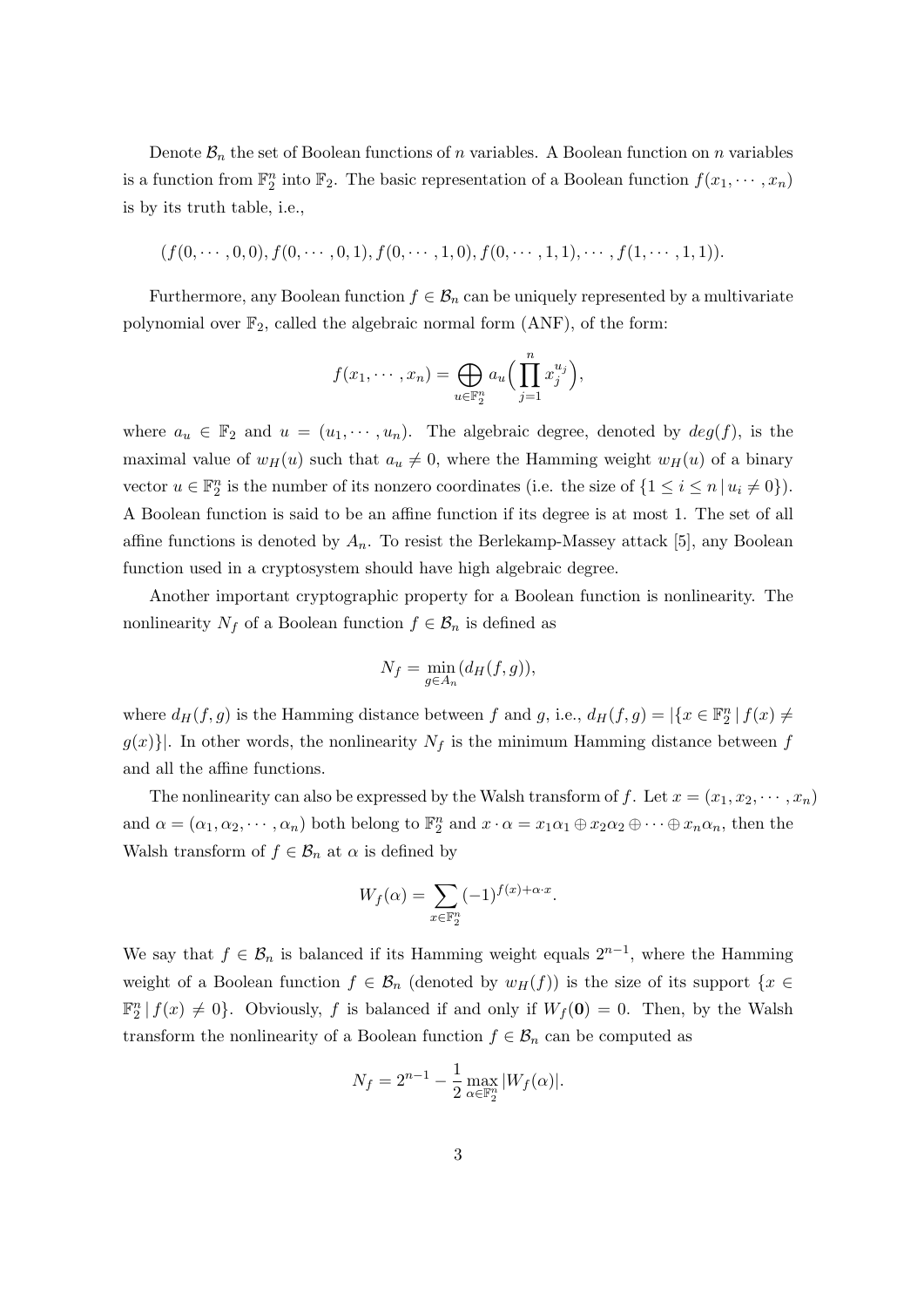Denote $\mathcal{B}_n$ the set of Boolean functions of $n$ variables. A Boolean function on $n$ variables is a function from $\mathbb{F}_2^n$ into $\mathbb{F}_2$. The basic representation of a Boolean function $f(x_1, \cdots, x_n)$ is by its truth table, i.e.,

$$(f(0, \cdots, 0, 0), f(0, \cdots, 0, 1), f(0, \cdots, 1, 0), f(0, \cdots, 1, 1), \cdots, f(1, \cdots, 1, 1)).$$

Furthermore, any Boolean function $f \in \mathcal{B}_n$ can be uniquely represented by a multivariate polynomial over $\mathbb{F}_2$, called the algebraic normal form (ANF), of the form:

$$f(x_1, \cdots, x_n) = \bigoplus_{u \in \mathbb{F}_2^n} a_u \Big( \prod_{j=1}^{n} x_j^{u_j} \Big),$$

where $a_u \in \mathbb{F}_2$ and $u = (u_1, \cdots, u_n)$. The algebraic degree, denoted by $deg(f)$, is the maximal value of $w_H(u)$ such that $a_u \neq 0$, where the Hamming weight $w_H(u)$ of a binary vector $u \in \mathbb{F}_2^n$ is the number of its nonzero coordinates (i.e. the size of $\{1 \leq i \leq n \,|\, u_i \neq 0\}$). A Boolean function is said to be an affine function if its degree is at most 1. The set of all affine functions is denoted by $A_n$. To resist the Berlekamp-Massey attack [5], any Boolean function used in a cryptosystem should have high algebraic degree.

Another important cryptographic property for a Boolean function is nonlinearity. The nonlinearity $N_f$ of a Boolean function $f \in \mathcal{B}_n$ is defined as

$$N_f = \min_{g \in A_n} (d_H(f, g)),$$

where $d_H(f, g)$ is the Hamming distance between $f$ and $g$, i.e., $d_H(f, g) = |\{x \in \mathbb{F}_2^n \,|\, f(x) \neq g(x)\}|$. In other words, the nonlinearity $N_f$ is the minimum Hamming distance between $f$ and all the affine functions.

The nonlinearity can also be expressed by the Walsh transform of $f$. Let $x = (x_1, x_2, \cdots, x_n)$ and $\alpha = (\alpha_1, \alpha_2, \cdots, \alpha_n)$ both belong to $\mathbb{F}_2^n$ and $x \cdot \alpha = x_1\alpha_1 \oplus x_2\alpha_2 \oplus \cdots \oplus x_n\alpha_n$, then the Walsh transform of $f \in \mathcal{B}_n$ at $\alpha$ is defined by

$$W_f(\alpha) = \sum_{x \in \mathbb{F}_2^n} (-1)^{f(x) + \alpha \cdot x}.$$

We say that $f \in \mathcal{B}_n$ is balanced if its Hamming weight equals $2^{n-1}$, where the Hamming weight of a Boolean function $f \in \mathcal{B}_n$ (denoted by $w_H(f)$) is the size of its support $\{x \in \mathbb{F}_2^n \,|\, f(x) \neq 0\}$. Obviously, $f$ is balanced if and only if $W_f(\mathbf{0}) = 0$. Then, by the Walsh transform the nonlinearity of a Boolean function $f \in \mathcal{B}_n$ can be computed as

$$N_f = 2^{n-1} - \frac{1}{2} \max_{\alpha \in \mathbb{F}_2^n} |W_f(\alpha)|.$$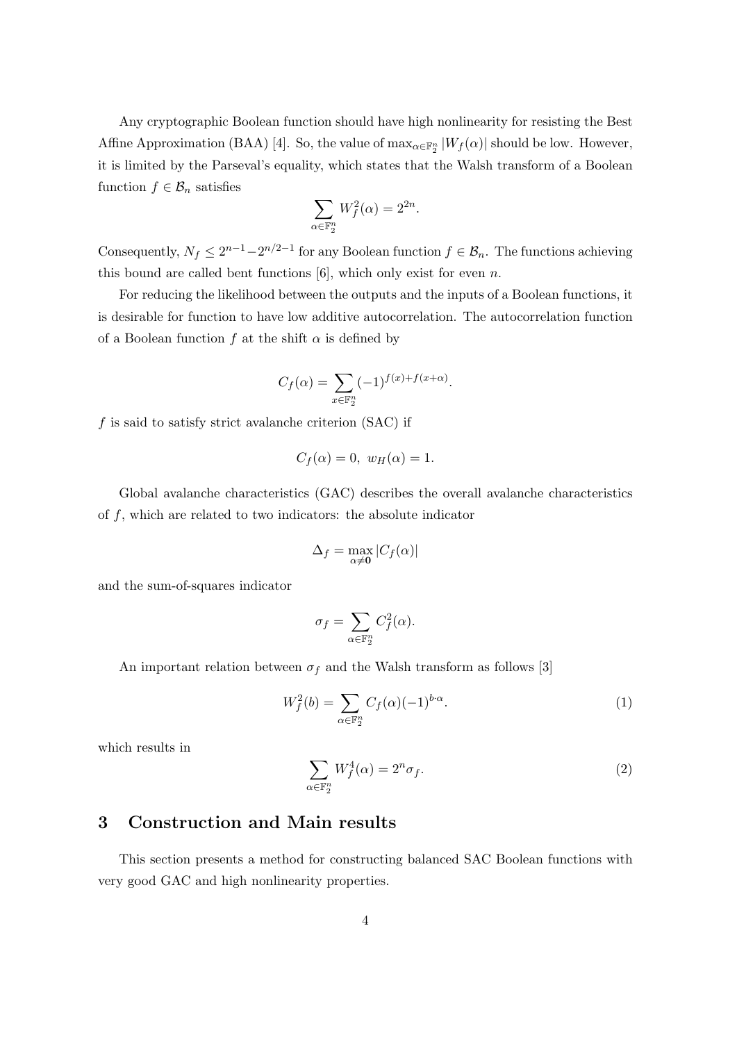Any cryptographic Boolean function should have high nonlinearity for resisting the Best Affine Approximation (BAA) [4]. So, the value of $\max_{\alpha \in \mathbb{F}_2^n} |W_f(\alpha)|$ should be low. However, it is limited by the Parseval's equality, which states that the Walsh transform of a Boolean function $f \in \mathcal{B}_n$ satisfies

$$\sum_{\alpha \in \mathbb{F}_2^n} W_f^2(\alpha) = 2^{2n}.$$

Consequently, $N_f \leq 2^{n-1} - 2^{n/2-1}$ for any Boolean function $f \in \mathcal{B}_n$. The functions achieving this bound are called bent functions [6], which only exist for even $n$.

For reducing the likelihood between the outputs and the inputs of a Boolean functions, it is desirable for function to have low additive autocorrelation. The autocorrelation function of a Boolean function $f$ at the shift $\alpha$ is defined by

$$C_f(\alpha) = \sum_{x \in \mathbb{F}_2^n} (-1)^{f(x)+f(x+\alpha)}.$$

$f$ is said to satisfy strict avalanche criterion (SAC) if

$$C_f(\alpha) = 0, \ w_H(\alpha) = 1.$$

Global avalanche characteristics (GAC) describes the overall avalanche characteristics of $f$, which are related to two indicators: the absolute indicator

$$\Delta_f = \max_{\alpha \neq \mathbf{0}} |C_f(\alpha)|$$

and the sum-of-squares indicator

$$\sigma_f = \sum_{\alpha \in \mathbb{F}_2^n} C_f^2(\alpha).$$

An important relation between $\sigma_f$ and the Walsh transform as follows [3]

$$W_f^2(b) = \sum_{\alpha \in \mathbb{F}_2^n} C_f(\alpha)(-1)^{b \cdot \alpha}. \tag{1}$$

which results in

$$\sum_{\alpha \in \mathbb{F}_2^n} W_f^4(\alpha) = 2^n \sigma_f. \tag{2}$$

## 3 Construction and Main results

This section presents a method for constructing balanced SAC Boolean functions with very good GAC and high nonlinearity properties.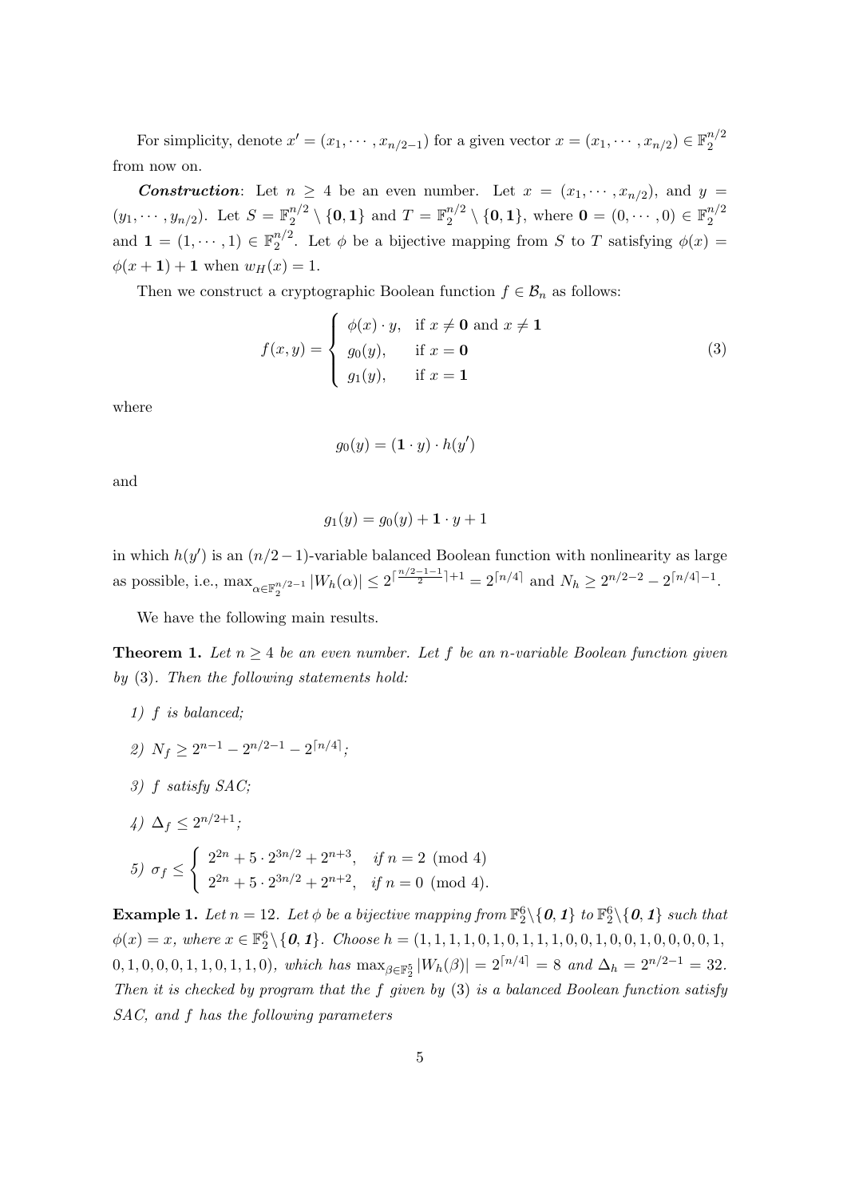For simplicity, denote $x' = (x_1, \cdots, x_{n/2-1})$ for a given vector $x = (x_1, \cdots, x_{n/2}) \in \mathbb{F}_2^{n/2}$ from now on.

***Construction***: Let $n \geq 4$ be an even number. Let $x = (x_1, \cdots, x_{n/2})$, and $y = (y_1, \cdots, y_{n/2})$. Let $S = \mathbb{F}_2^{n/2} \setminus \{\mathbf{0}, \mathbf{1}\}$ and $T = \mathbb{F}_2^{n/2} \setminus \{\mathbf{0}, \mathbf{1}\}$, where $\mathbf{0} = (0, \cdots, 0) \in \mathbb{F}_2^{n/2}$ and $\mathbf{1} = (1, \cdots, 1) \in \mathbb{F}_2^{n/2}$. Let $\phi$ be a bijective mapping from $S$ to $T$ satisfying $\phi(x) = \phi(x + \mathbf{1}) + \mathbf{1}$ when $w_H(x) = 1$.

Then we construct a cryptographic Boolean function $f \in \mathcal{B}_n$ as follows:

$$f(x, y) = \begin{cases} \phi(x) \cdot y, & \text{if } x \neq \mathbf{0} \text{ and } x \neq \mathbf{1} \\ g_0(y), & \text{if } x = \mathbf{0} \\ g_1(y), & \text{if } x = \mathbf{1} \end{cases} \tag{3}$$

where

$$g_0(y) = (\mathbf{1} \cdot y) \cdot h(y')$$

and

$$g_1(y) = g_0(y) + \mathbf{1} \cdot y + 1$$

in which $h(y')$ is an $(n/2-1)$-variable balanced Boolean function with nonlinearity as large as possible, i.e., $\max_{\alpha \in \mathbb{F}_2^{n/2-1}} |W_h(\alpha)| \leq 2^{\lceil \frac{n/2-1-1}{2} \rceil + 1} = 2^{\lceil n/4 \rceil}$ and $N_h \geq 2^{n/2-2} - 2^{\lceil n/4 \rceil - 1}$.

We have the following main results.

**Theorem 1.** *Let $n \geq 4$ be an even number. Let $f$ be an $n$-variable Boolean function given by* (3)*. Then the following statements hold:*

1) *$f$ is balanced;*
2) *$N_f \geq 2^{n-1} - 2^{n/2-1} - 2^{\lceil n/4 \rceil}$;*
3) *$f$ satisfy SAC;*
4) *$\Delta_f \leq 2^{n/2+1}$;*
5) $\sigma_f \leq \begin{cases} 2^{2n} + 5 \cdot 2^{3n/2} + 2^{n+3}, & \text{if } n = 2 \pmod 4 \\ 2^{2n} + 5 \cdot 2^{3n/2} + 2^{n+2}, & \text{if } n = 0 \pmod 4. \end{cases}$

**Example 1.** *Let $n = 12$. Let $\phi$ be a bijective mapping from $\mathbb{F}_2^6 \setminus \{\mathbf{0}, \mathbf{1}\}$ to $\mathbb{F}_2^6 \setminus \{\mathbf{0}, \mathbf{1}\}$ such that $\phi(x) = x$, where $x \in \mathbb{F}_2^6 \setminus \{\mathbf{0}, \mathbf{1}\}$. Choose $h = (1, 1, 1, 1, 0, 1, 0, 1, 1, 1, 0, 0, 1, 0, 0, 1, 0, 0, 0, 0, 1, 0, 1, 0, 0, 0, 1, 1, 0, 1, 1, 0)$, which has $\max_{\beta \in \mathbb{F}_2^5} |W_h(\beta)| = 2^{\lceil n/4 \rceil} = 8$ and $\Delta_h = 2^{n/2-1} = 32$. Then it is checked by program that the $f$ given by* (3) *is a balanced Boolean function satisfy SAC, and $f$ has the following parameters*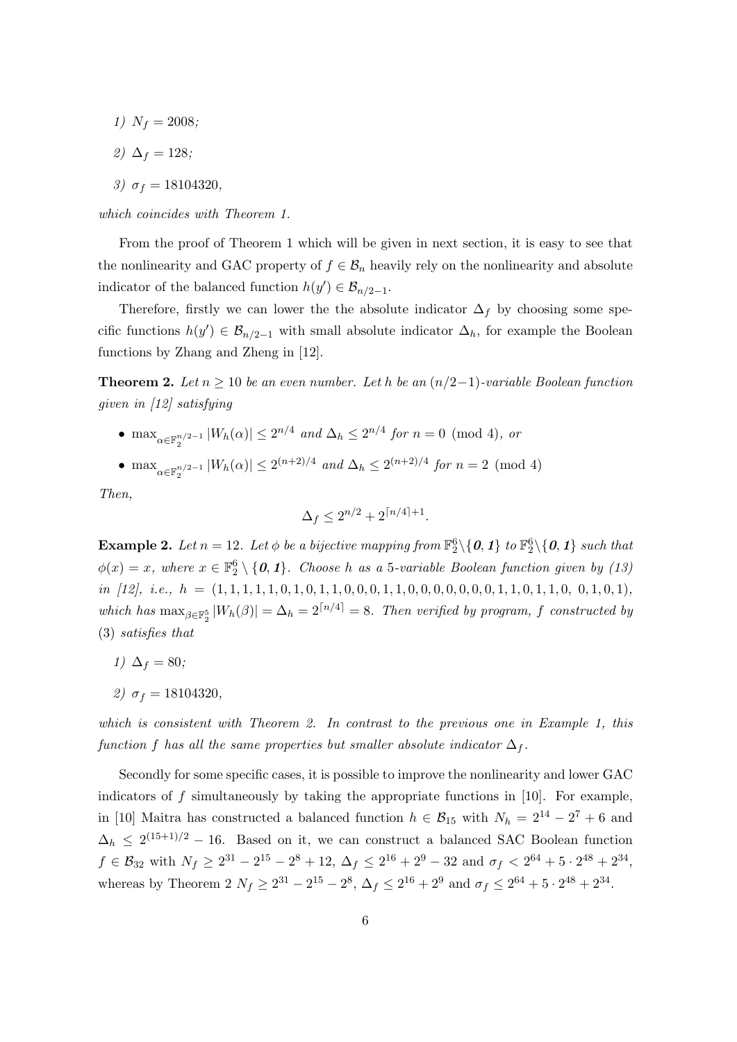1) $N_f = 2008$;

2) $\Delta_f = 128$;

3) $\sigma_f = 18104320$,

*which coincides with Theorem 1.*

From the proof of Theorem 1 which will be given in next section, it is easy to see that the nonlinearity and GAC property of $f \in \mathcal{B}_n$ heavily rely on the nonlinearity and absolute indicator of the balanced function $h(y') \in \mathcal{B}_{n/2-1}$.

Therefore, firstly we can lower the the absolute indicator $\Delta_f$ by choosing some specific functions $h(y') \in \mathcal{B}_{n/2-1}$ with small absolute indicator $\Delta_h$, for example the Boolean functions by Zhang and Zheng in [12].

**Theorem 2.** *Let $n \geq 10$ be an even number. Let $h$ be an $(n/2-1)$-variable Boolean function given in [12] satisfying*

- $\max_{\alpha \in \mathbb{F}_2^{n/2-1}} |W_h(\alpha)| \leq 2^{n/4}$ *and* $\Delta_h \leq 2^{n/4}$ *for* $n = 0 \pmod 4$, *or*
- $\max_{\alpha \in \mathbb{F}_2^{n/2-1}} |W_h(\alpha)| \leq 2^{(n+2)/4}$ *and* $\Delta_h \leq 2^{(n+2)/4}$ *for* $n = 2 \pmod 4$

*Then,*

$$\Delta_f \leq 2^{n/2} + 2^{\lceil n/4 \rceil + 1}.$$

**Example 2.** *Let $n = 12$. Let $\phi$ be a bijective mapping from $\mathbb{F}_2^6 \setminus \{\mathbf{0}, \mathbf{1}\}$ to $\mathbb{F}_2^6 \setminus \{\mathbf{0}, \mathbf{1}\}$ such that $\phi(x) = x$, where $x \in \mathbb{F}_2^6 \setminus \{\mathbf{0}, \mathbf{1}\}$. Choose $h$ as a 5-variable Boolean function given by (13) in [12], i.e., $h = (1,1,1,1,1,0,1,0,1,1,0,0,0,1,1,0,0,0,0,0,0,0,1,1,0,1,1,0,\ 0,1,0,1)$, which has $\max_{\beta \in \mathbb{F}_2^5} |W_h(\beta)| = \Delta_h = 2^{\lceil n/4 \rceil} = 8$. Then verified by program, $f$ constructed by* (3) *satisfies that*

1) $\Delta_f = 80$;

2) $\sigma_f = 18104320$,

*which is consistent with Theorem 2. In contrast to the previous one in Example 1, this function $f$ has all the same properties but smaller absolute indicator $\Delta_f$.*

Secondly for some specific cases, it is possible to improve the nonlinearity and lower GAC indicators of $f$ simultaneously by taking the appropriate functions in [10]. For example, in [10] Maitra has constructed a balanced function $h \in \mathcal{B}_{15}$ with $N_h = 2^{14} - 2^7 + 6$ and $\Delta_h \leq 2^{(15+1)/2} - 16$. Based on it, we can construct a balanced SAC Boolean function $f \in \mathcal{B}_{32}$ with $N_f \geq 2^{31} - 2^{15} - 2^8 + 12$, $\Delta_f \leq 2^{16} + 2^9 - 32$ and $\sigma_f < 2^{64} + 5 \cdot 2^{48} + 2^{34}$, whereas by Theorem 2 $N_f \geq 2^{31} - 2^{15} - 2^8$, $\Delta_f \leq 2^{16} + 2^9$ and $\sigma_f \leq 2^{64} + 5 \cdot 2^{48} + 2^{34}$.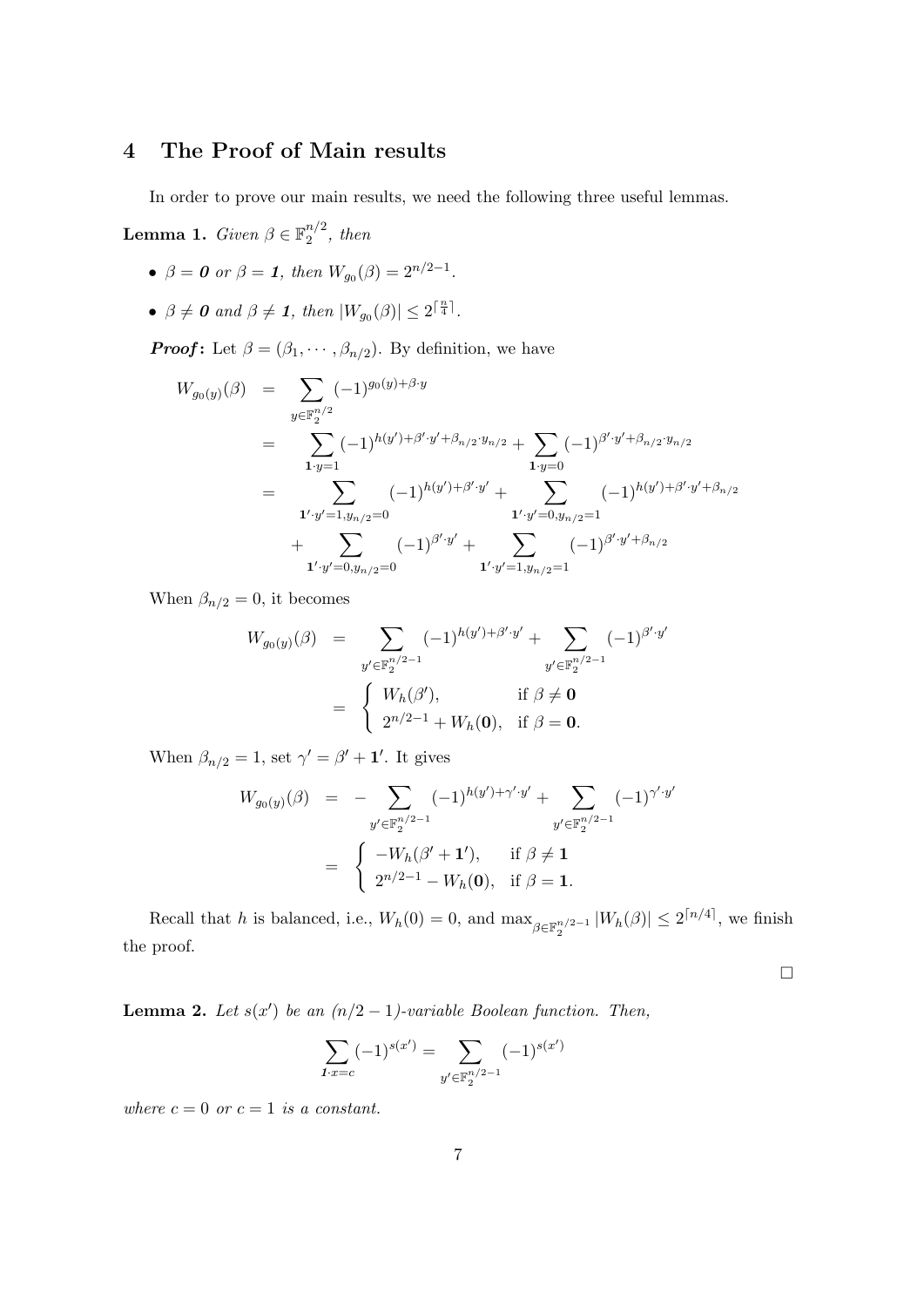## 4 The Proof of Main results

In order to prove our main results, we need the following three useful lemmas.

**Lemma 1.** *Given $\beta \in \mathbb{F}_2^{n/2}$, then*

- *$\beta = \mathbf{0}$ or $\beta = \mathbf{1}$, then $W_{g_0}(\beta) = 2^{n/2-1}$.*
- *$\beta \neq \mathbf{0}$ and $\beta \neq \mathbf{1}$, then $|W_{g_0}(\beta)| \leq 2^{\lceil \frac{n}{4} \rceil}$.*

***Proof*:** Let $\beta = (\beta_1, \cdots, \beta_{n/2})$. By definition, we have

$$
\begin{aligned}
W_{g_0(y)}(\beta) &= \sum_{y \in \mathbb{F}_2^{n/2}} (-1)^{g_0(y) + \beta \cdot y} \\
&= \sum_{\mathbf{1} \cdot y = 1} (-1)^{h(y') + \beta' \cdot y' + \beta_{n/2} \cdot y_{n/2}} + \sum_{\mathbf{1} \cdot y = 0} (-1)^{\beta' \cdot y' + \beta_{n/2} \cdot y_{n/2}} \\
&= \sum_{\mathbf{1}' \cdot y' = 1, y_{n/2} = 0} (-1)^{h(y') + \beta' \cdot y'} + \sum_{\mathbf{1}' \cdot y' = 0, y_{n/2} = 1} (-1)^{h(y') + \beta' \cdot y' + \beta_{n/2}} \\
&\quad + \sum_{\mathbf{1}' \cdot y' = 0, y_{n/2} = 0} (-1)^{\beta' \cdot y'} + \sum_{\mathbf{1}' \cdot y' = 1, y_{n/2} = 1} (-1)^{\beta' \cdot y' + \beta_{n/2}}
\end{aligned}
$$

When $\beta_{n/2} = 0$, it becomes

$$
\begin{aligned}
W_{g_0(y)}(\beta) &= \sum_{y' \in \mathbb{F}_2^{n/2-1}} (-1)^{h(y') + \beta' \cdot y'} + \sum_{y' \in \mathbb{F}_2^{n/2-1}} (-1)^{\beta' \cdot y'} \\
&= \begin{cases} W_h(\beta'), & \text{if } \beta \neq \mathbf{0} \\ 2^{n/2-1} + W_h(\mathbf{0}), & \text{if } \beta = \mathbf{0}. \end{cases}
\end{aligned}
$$

When $\beta_{n/2} = 1$, set $\gamma' = \beta' + \mathbf{1}'$. It gives

$$
\begin{aligned}
W_{g_0(y)}(\beta) &= -\sum_{y' \in \mathbb{F}_2^{n/2-1}} (-1)^{h(y') + \gamma' \cdot y'} + \sum_{y' \in \mathbb{F}_2^{n/2-1}} (-1)^{\gamma' \cdot y'} \\
&= \begin{cases} -W_h(\beta' + \mathbf{1}'), & \text{if } \beta \neq \mathbf{1} \\ 2^{n/2-1} - W_h(\mathbf{0}), & \text{if } \beta = \mathbf{1}. \end{cases}
\end{aligned}
$$

Recall that $h$ is balanced, i.e., $W_h(0) = 0$, and $\max_{\beta \in \mathbb{F}_2^{n/2-1}} |W_h(\beta)| \leq 2^{\lceil n/4 \rceil}$, we finish the proof.

□

**Lemma 2.** *Let $s(x')$ be an $(n/2-1)$-variable Boolean function. Then,*

$$
\sum_{\mathbf{1} \cdot x = c} (-1)^{s(x')} = \sum_{y' \in \mathbb{F}_2^{n/2-1}} (-1)^{s(x')}
$$

*where $c = 0$ or $c = 1$ is a constant.*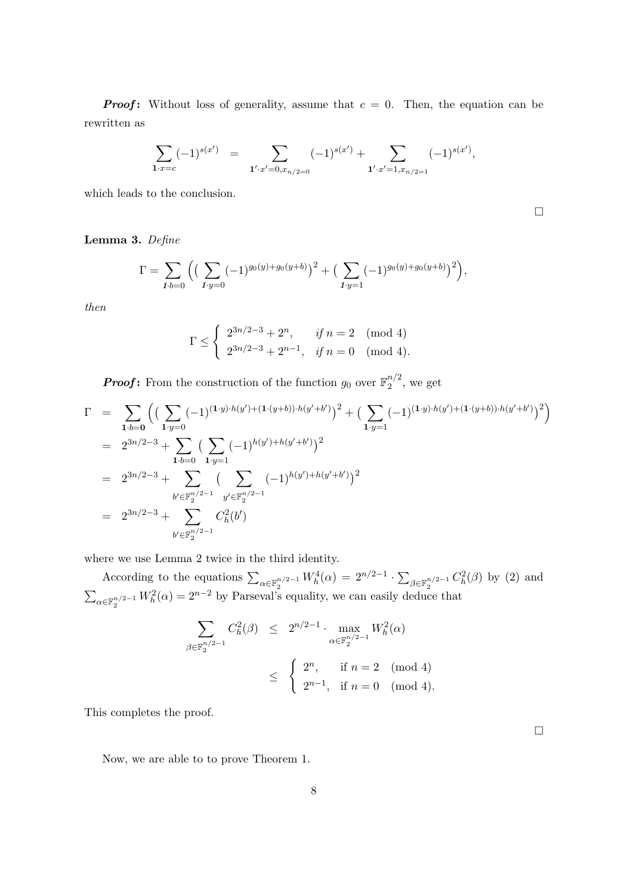***Proof*:** Without loss of generality, assume that $c = 0$. Then, the equation can be rewritten as

$$\sum_{\mathbf{1}\cdot x=c}(-1)^{s(x')} \;=\; \sum_{\mathbf{1}'\cdot x'=0, x_{n/2=0}}(-1)^{s(x')} + \sum_{\mathbf{1}'\cdot x'=1, x_{n/2=1}}(-1)^{s(x')},$$

which leads to the conclusion.

□

**Lemma 3.** *Define*

$$\Gamma = \sum_{\mathbf{1}\cdot b=0}\Big(\big(\sum_{\mathbf{1}\cdot y=0}(-1)^{g_0(y)+g_0(y+b)}\big)^2 + \big(\sum_{\mathbf{1}\cdot y=1}(-1)^{g_0(y)+g_0(y+b)}\big)^2\Big),$$

*then*

$$\Gamma \leq \begin{cases} 2^{3n/2-3}+2^n, & \text{if } n=2 \pmod 4 \\ 2^{3n/2-3}+2^{n-1}, & \text{if } n=0 \pmod 4). \end{cases}$$

***Proof*:** From the construction of the function $g_0$ over $\mathbb{F}_2^{n/2}$, we get

$$\begin{aligned}
\Gamma &= \sum_{\mathbf{1}\cdot b=\mathbf{0}}\Big(\big(\sum_{\mathbf{1}\cdot y=0}(-1)^{(\mathbf{1}\cdot y)\cdot h(y')+(\mathbf{1}\cdot(y+b))\cdot h(y'+b')}\big)^2 + \big(\sum_{\mathbf{1}\cdot y=1}(-1)^{(\mathbf{1}\cdot y)\cdot h(y')+(\mathbf{1}\cdot(y+b))\cdot h(y'+b')}\big)^2\Big) \\
&= 2^{3n/2-3} + \sum_{\mathbf{1}\cdot b=0}\big(\sum_{\mathbf{1}\cdot y=1}(-1)^{h(y')+h(y'+b')}\big)^2 \\
&= 2^{3n/2-3} + \sum_{b'\in\mathbb{F}_2^{n/2-1}}\big(\sum_{y'\in\mathbb{F}_2^{n/2-1}}(-1)^{h(y')+h(y'+b')}\big)^2 \\
&= 2^{3n/2-3} + \sum_{b'\in\mathbb{F}_2^{n/2-1}} C_h^2(b')
\end{aligned}$$

where we use Lemma 2 twice in the third identity.

According to the equations $\sum_{\alpha\in\mathbb{F}_2^{n/2-1}} W_h^4(\alpha) = 2^{n/2-1}\cdot\sum_{\beta\in\mathbb{F}_2^{n/2-1}} C_h^2(\beta)$ by (2) and $\sum_{\alpha\in\mathbb{F}_2^{n/2-1}} W_h^2(\alpha) = 2^{n-2}$ by Parseval's equality, we can easily deduce that

$$\begin{aligned}
\sum_{\beta\in\mathbb{F}_2^{n/2-1}} C_h^2(\beta) &\leq 2^{n/2-1}\cdot \max_{\alpha\in\mathbb{F}_2^{n/2-1}} W_h^2(\alpha) \\
&\leq \begin{cases} 2^n, & \text{if } n=2 \pmod 4 \\ 2^{n-1}, & \text{if } n=0 \pmod 4). \end{cases}
\end{aligned}$$

This completes the proof.

□

Now, we are able to to prove Theorem 1.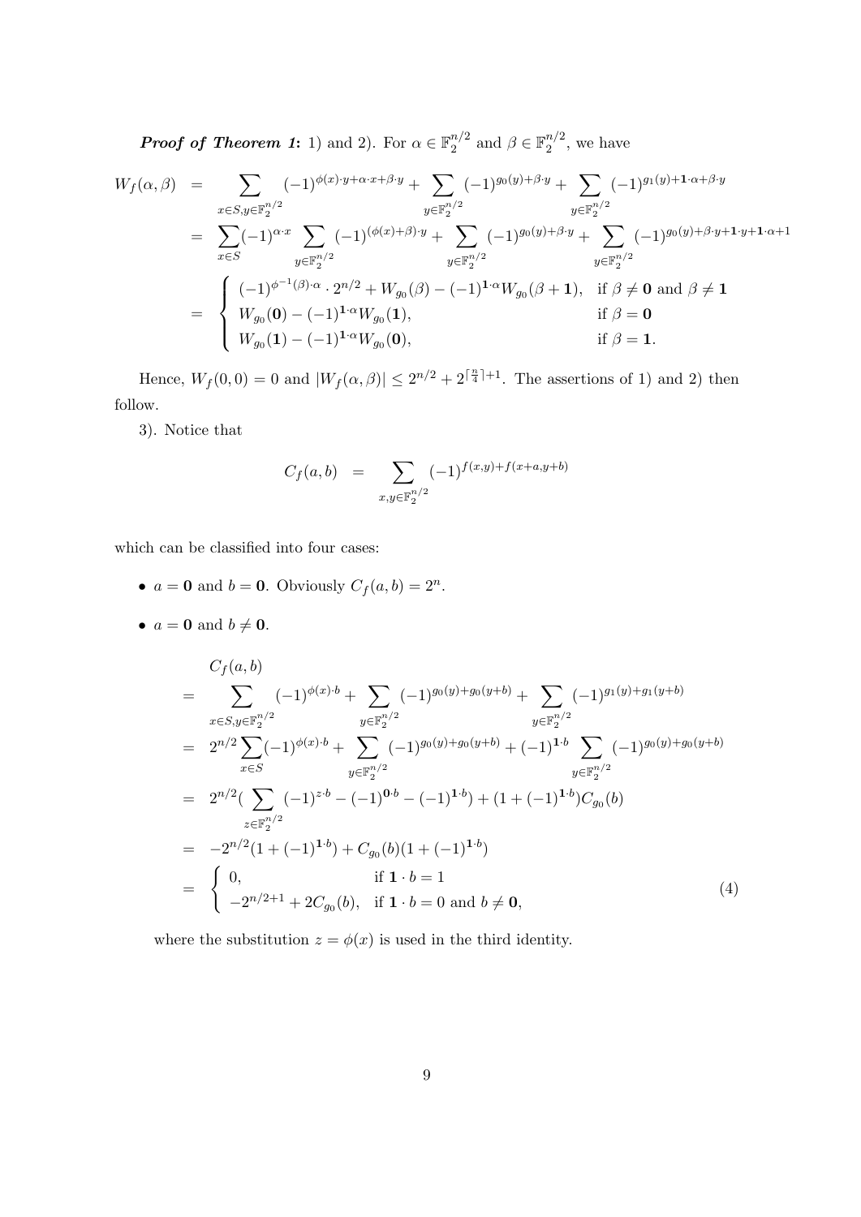***Proof of Theorem 1*:** 1) and 2). For $\alpha \in \mathbb{F}_2^{n/2}$ and $\beta \in \mathbb{F}_2^{n/2}$, we have

$$
\begin{aligned}
W_f(\alpha,\beta) &= \sum_{x\in S, y\in\mathbb{F}_2^{n/2}} (-1)^{\phi(x)\cdot y+\alpha\cdot x+\beta\cdot y} + \sum_{y\in\mathbb{F}_2^{n/2}} (-1)^{g_0(y)+\beta\cdot y} + \sum_{y\in\mathbb{F}_2^{n/2}} (-1)^{g_1(y)+\mathbf{1}\cdot\alpha+\beta\cdot y} \\
&= \sum_{x\in S}(-1)^{\alpha\cdot x} \sum_{y\in\mathbb{F}_2^{n/2}} (-1)^{(\phi(x)+\beta)\cdot y} + \sum_{y\in\mathbb{F}_2^{n/2}} (-1)^{g_0(y)+\beta\cdot y} + \sum_{y\in\mathbb{F}_2^{n/2}} (-1)^{g_0(y)+\beta\cdot y+\mathbf{1}\cdot y+\mathbf{1}\cdot\alpha+1} \\
&= \begin{cases} (-1)^{\phi^{-1}(\beta)\cdot\alpha}\cdot 2^{n/2} + W_{g_0}(\beta) - (-1)^{\mathbf{1}\cdot\alpha} W_{g_0}(\beta+\mathbf{1}), & \text{if } \beta\neq\mathbf{0} \text{ and } \beta\neq\mathbf{1} \\ W_{g_0}(\mathbf{0}) - (-1)^{\mathbf{1}\cdot\alpha} W_{g_0}(\mathbf{1}), & \text{if } \beta = \mathbf{0} \\ W_{g_0}(\mathbf{1}) - (-1)^{\mathbf{1}\cdot\alpha} W_{g_0}(\mathbf{0}), & \text{if } \beta = \mathbf{1}. \end{cases}
\end{aligned}
$$

Hence, $W_f(0,0) = 0$ and $|W_f(\alpha,\beta)| \le 2^{n/2} + 2^{\lceil \frac{n}{4}\rceil+1}$. The assertions of 1) and 2) then follow.

3). Notice that

$$
C_f(a,b) = \sum_{x,y\in\mathbb{F}_2^{n/2}} (-1)^{f(x,y)+f(x+a,y+b)}
$$

which can be classified into four cases:

- $a=\mathbf{0}$ and $b=\mathbf{0}$. Obviously $C_f(a,b)=2^n$.
- $a=\mathbf{0}$ and $b\neq\mathbf{0}$.

$$
\begin{aligned}
& C_f(a,b) \\
= & \sum_{x\in S, y\in\mathbb{F}_2^{n/2}} (-1)^{\phi(x)\cdot b} + \sum_{y\in\mathbb{F}_2^{n/2}} (-1)^{g_0(y)+g_0(y+b)} + \sum_{y\in\mathbb{F}_2^{n/2}} (-1)^{g_1(y)+g_1(y+b)} \\
= & 2^{n/2}\sum_{x\in S}(-1)^{\phi(x)\cdot b} + \sum_{y\in\mathbb{F}_2^{n/2}} (-1)^{g_0(y)+g_0(y+b)} + (-1)^{\mathbf{1}\cdot b}\sum_{y\in\mathbb{F}_2^{n/2}} (-1)^{g_0(y)+g_0(y+b)} \\
= & 2^{n/2}\Big(\sum_{z\in\mathbb{F}_2^{n/2}} (-1)^{z\cdot b} - (-1)^{\mathbf{0}\cdot b} - (-1)^{\mathbf{1}\cdot b}\Big) + (1+(-1)^{\mathbf{1}\cdot b})C_{g_0}(b) \\
= & -2^{n/2}(1+(-1)^{\mathbf{1}\cdot b}) + C_{g_0}(b)(1+(-1)^{\mathbf{1}\cdot b}) \\
= & \begin{cases} 0, & \text{if } \mathbf{1}\cdot b = 1 \\ -2^{n/2+1} + 2C_{g_0}(b), & \text{if } \mathbf{1}\cdot b = 0 \text{ and } b\neq\mathbf{0}, \end{cases}
\end{aligned} \tag{4}
$$

where the substitution $z=\phi(x)$ is used in the third identity.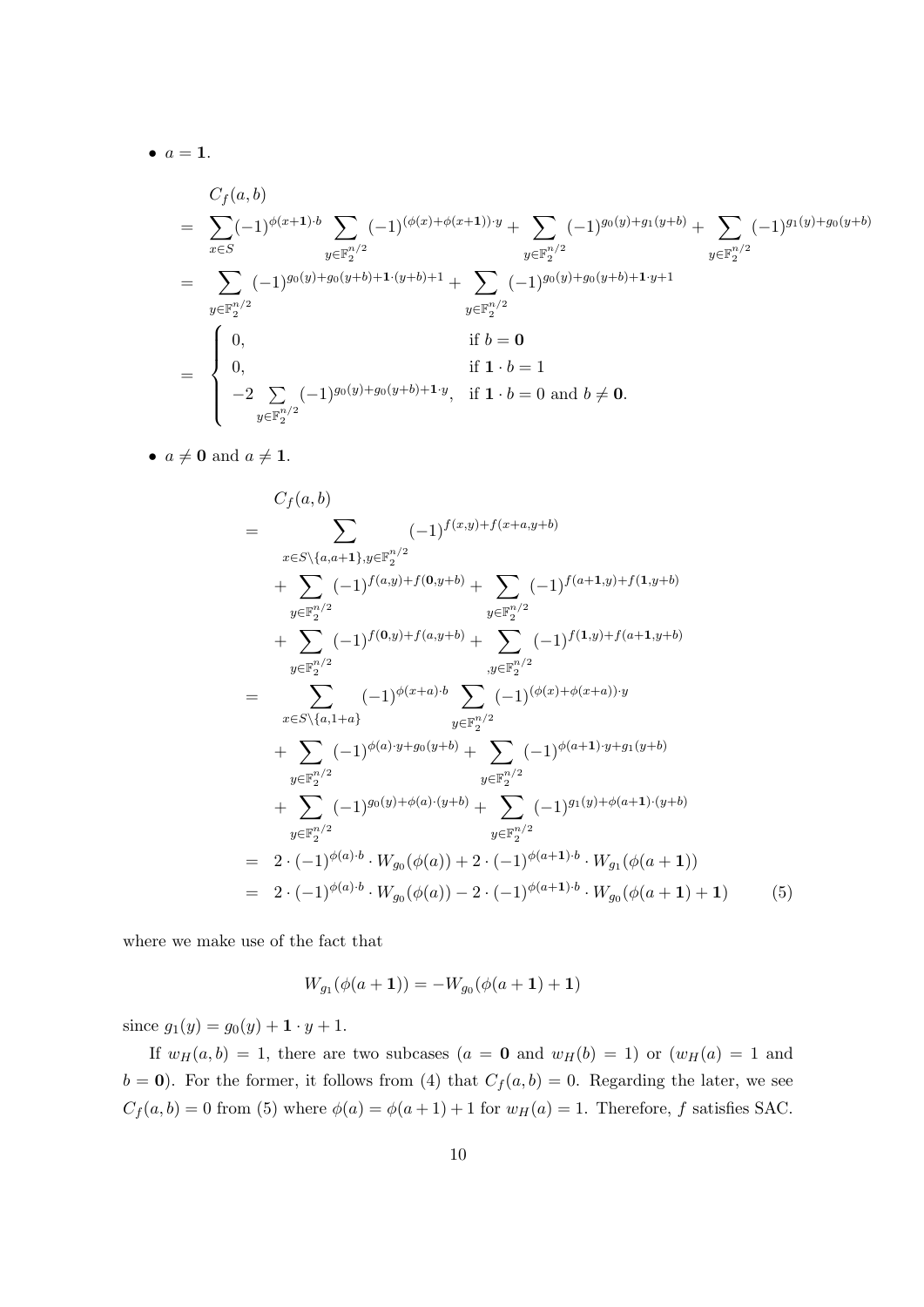- $a = \mathbf{1}$.

$$
\begin{aligned}
& C_f(a,b) \\
= & \sum_{x\in S}(-1)^{\phi(x+\mathbf{1})\cdot b}\sum_{y\in\mathbb{F}_2^{n/2}}(-1)^{(\phi(x)+\phi(x+\mathbf{1}))\cdot y}+\sum_{y\in\mathbb{F}_2^{n/2}}(-1)^{g_0(y)+g_1(y+b)}+\sum_{y\in\mathbb{F}_2^{n/2}}(-1)^{g_1(y)+g_0(y+b)} \\
= & \sum_{y\in\mathbb{F}_2^{n/2}}(-1)^{g_0(y)+g_0(y+b)+\mathbf{1}\cdot(y+b)+1}+\sum_{y\in\mathbb{F}_2^{n/2}}(-1)^{g_0(y)+g_0(y+b)+\mathbf{1}\cdot y+1} \\
= & \begin{cases} 0, & \text{if } b=\mathbf{0} \\ 0, & \text{if } \mathbf{1}\cdot b = 1 \\ -2\sum\limits_{y\in\mathbb{F}_2^{n/2}}(-1)^{g_0(y)+g_0(y+b)+\mathbf{1}\cdot y}, & \text{if } \mathbf{1}\cdot b=0 \text{ and } b\neq\mathbf{0}. \end{cases}
\end{aligned}
$$

- $a \neq \mathbf{0}$ and $a \neq \mathbf{1}$.

$$
\begin{aligned}
& C_f(a,b) \\
= & \sum_{x\in S\setminus\{a,a+\mathbf{1}\},y\in\mathbb{F}_2^{n/2}}(-1)^{f(x,y)+f(x+a,y+b)} \\
& +\sum_{y\in\mathbb{F}_2^{n/2}}(-1)^{f(a,y)+f(\mathbf{0},y+b)}+\sum_{y\in\mathbb{F}_2^{n/2}}(-1)^{f(a+\mathbf{1},y)+f(\mathbf{1},y+b)} \\
& +\sum_{y\in\mathbb{F}_2^{n/2}}(-1)^{f(\mathbf{0},y)+f(a,y+b)}+\sum_{,y\in\mathbb{F}_2^{n/2}}(-1)^{f(\mathbf{1},y)+f(a+\mathbf{1},y+b)} \\
= & \sum_{x\in S\setminus\{a,1+a\}}(-1)^{\phi(x+a)\cdot b}\sum_{y\in\mathbb{F}_2^{n/2}}(-1)^{(\phi(x)+\phi(x+a))\cdot y} \\
& +\sum_{y\in\mathbb{F}_2^{n/2}}(-1)^{\phi(a)\cdot y+g_0(y+b)}+\sum_{y\in\mathbb{F}_2^{n/2}}(-1)^{\phi(a+\mathbf{1})\cdot y+g_1(y+b)} \\
& +\sum_{y\in\mathbb{F}_2^{n/2}}(-1)^{g_0(y)+\phi(a)\cdot(y+b)}+\sum_{y\in\mathbb{F}_2^{n/2}}(-1)^{g_1(y)+\phi(a+\mathbf{1})\cdot(y+b)} \\
= & \ 2\cdot(-1)^{\phi(a)\cdot b}\cdot W_{g_0}(\phi(a))+2\cdot(-1)^{\phi(a+\mathbf{1})\cdot b}\cdot W_{g_1}(\phi(a+\mathbf{1})) \\
= & \ 2\cdot(-1)^{\phi(a)\cdot b}\cdot W_{g_0}(\phi(a))-2\cdot(-1)^{\phi(a+\mathbf{1})\cdot b}\cdot W_{g_0}(\phi(a+\mathbf{1})+\mathbf{1}) \qquad (5)
\end{aligned}
$$

where we make use of the fact that

$$W_{g_1}(\phi(a+\mathbf{1})) = -W_{g_0}(\phi(a+\mathbf{1})+\mathbf{1})$$

since $g_1(y) = g_0(y) + \mathbf{1}\cdot y + 1$.

If $w_H(a,b) = 1$, there are two subcases ($a = \mathbf{0}$ and $w_H(b) = 1$) or ($w_H(a) = 1$ and $b = \mathbf{0}$). For the former, it follows from (4) that $C_f(a,b) = 0$. Regarding the later, we see $C_f(a,b) = 0$ from (5) where $\phi(a) = \phi(a+1)+1$ for $w_H(a) = 1$. Therefore, $f$ satisfies SAC.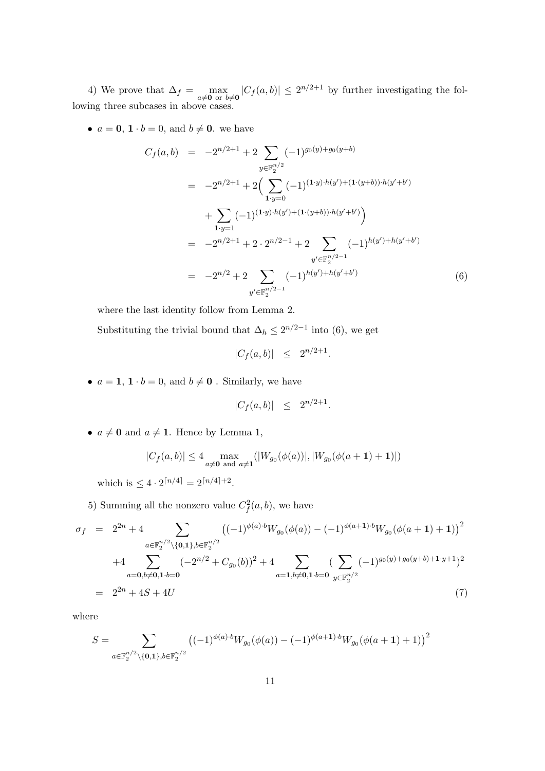4) We prove that $\Delta_f = \max_{a\neq \mathbf{0} \text{ or } b\neq \mathbf{0}} |C_f(a,b)| \leq 2^{n/2+1}$ by further investigating the following three subcases in above cases.

- $a = \mathbf{0}$, $\mathbf{1}\cdot b = 0$, and $b \neq \mathbf{0}$. we have

$$
\begin{aligned}
C_f(a,b) &= -2^{n/2+1} + 2\sum_{y\in\mathbb{F}_2^{n/2}} (-1)^{g_0(y)+g_0(y+b)} \\
&= -2^{n/2+1} + 2\Big(\sum_{\mathbf{1}\cdot y=0} (-1)^{(\mathbf{1}\cdot y)\cdot h(y')+(\mathbf{1}\cdot(y+b))\cdot h(y'+b')} \\
&\quad + \sum_{\mathbf{1}\cdot y=1} (-1)^{(\mathbf{1}\cdot y)\cdot h(y')+(\mathbf{1}\cdot(y+b))\cdot h(y'+b')}\Big) \\
&= -2^{n/2+1} + 2\cdot 2^{n/2-1} + 2\sum_{y'\in\mathbb{F}_2^{n/2-1}} (-1)^{h(y')+h(y'+b')} \\
&= -2^{n/2} + 2\sum_{y'\in\mathbb{F}_2^{n/2-1}} (-1)^{h(y')+h(y'+b')} \qquad (6)
\end{aligned}
$$

  where the last identity follow from Lemma 2.

  Substituting the trivial bound that $\Delta_h \leq 2^{n/2-1}$ into (6), we get

$$|C_f(a,b)| \leq 2^{n/2+1}.$$

- $a = \mathbf{1}$, $\mathbf{1}\cdot b = 0$, and $b \neq \mathbf{0}$ . Similarly, we have

$$|C_f(a,b)| \leq 2^{n/2+1}.$$

- $a \neq \mathbf{0}$ and $a \neq \mathbf{1}$. Hence by Lemma 1,

$$|C_f(a,b)| \leq 4 \max_{a\neq \mathbf{0} \text{ and } a\neq \mathbf{1}} (|W_{g_0}(\phi(a))|, |W_{g_0}(\phi(a+\mathbf{1})+\mathbf{1})|)$$

  which is $\leq 4\cdot 2^{\lceil n/4\rceil} = 2^{\lceil n/4\rceil+2}$.

5) Summing all the nonzero value $C_f^2(a,b)$, we have

$$
\begin{aligned}
\sigma_f &= 2^{2n} + 4\sum_{a\in\mathbb{F}_2^{n/2}\setminus\{\mathbf{0},\mathbf{1}\}, b\in\mathbb{F}_2^{n/2}} \left((-1)^{\phi(a)\cdot b} W_{g_0}(\phi(a)) - (-1)^{\phi(a+\mathbf{1})\cdot b} W_{g_0}(\phi(a+\mathbf{1})+\mathbf{1})\right)^2 \\
&\quad + 4\sum_{a=\mathbf{0}, b\neq\mathbf{0}, \mathbf{1}\cdot b=\mathbf{0}} (-2^{n/2} + C_{g_0}(b))^2 + 4\sum_{a=\mathbf{1}, b\neq\mathbf{0}, \mathbf{1}\cdot b=\mathbf{0}} \Big(\sum_{y\in\mathbb{F}_2^{n/2}} (-1)^{g_0(y)+g_0(y+b)+\mathbf{1}\cdot y+1}\Big)^2 \\
&= 2^{2n} + 4S + 4U \qquad (7)
\end{aligned}
$$

where

$$S = \sum_{a\in\mathbb{F}_2^{n/2}\setminus\{\mathbf{0},\mathbf{1}\}, b\in\mathbb{F}_2^{n/2}} \left((-1)^{\phi(a)\cdot b} W_{g_0}(\phi(a)) - (-1)^{\phi(a+\mathbf{1})\cdot b} W_{g_0}(\phi(a+\mathbf{1})+1)\right)^2$$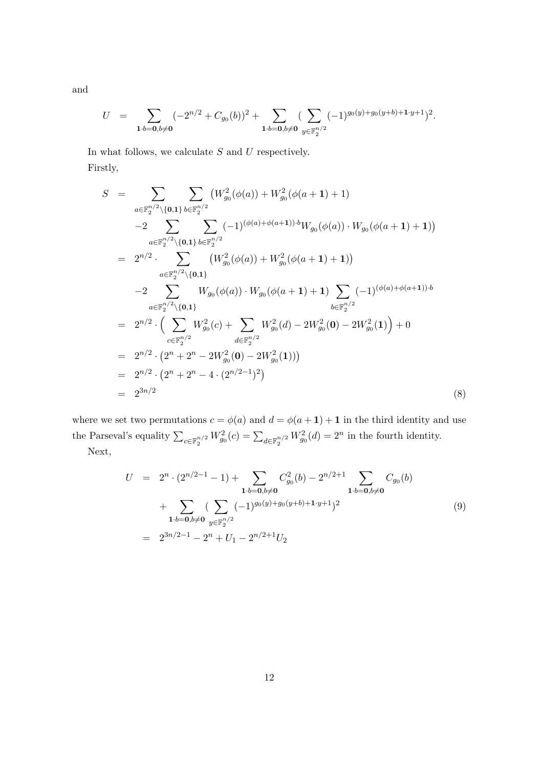and

$$U = \sum_{\mathbf{1}\cdot b=\mathbf{0}, b\neq \mathbf{0}} (-2^{n/2} + C_{g_0}(b))^2 + \sum_{\mathbf{1}\cdot b=\mathbf{0}, b\neq \mathbf{0}} (\sum_{y\in\mathbb{F}_2^{n/2}} (-1)^{g_0(y)+g_0(y+b)+\mathbf{1}\cdot y+1})^2.$$

In what follows, we calculate $S$ and $U$ respectively.

Firstly,

$$\begin{aligned}
S &= \sum_{a\in\mathbb{F}_2^{n/2}\setminus\{\mathbf{0},\mathbf{1}\}} \sum_{b\in\mathbb{F}_2^{n/2}} \big(W_{g_0}^2(\phi(a)) + W_{g_0}^2(\phi(a+\mathbf{1})+1)\\
&\quad -2\sum_{a\in\mathbb{F}_2^{n/2}\setminus\{\mathbf{0},\mathbf{1}\}} \sum_{b\in\mathbb{F}_2^{n/2}} (-1)^{(\phi(a)+\phi(a+\mathbf{1}))\cdot b} W_{g_0}(\phi(a))\cdot W_{g_0}(\phi(a+\mathbf{1})+\mathbf{1})\big)\\
&= 2^{n/2}\cdot \sum_{a\in\mathbb{F}_2^{n/2}\setminus\{\mathbf{0},\mathbf{1}\}} \big(W_{g_0}^2(\phi(a)) + W_{g_0}^2(\phi(a+\mathbf{1})+\mathbf{1})\big)\\
&\quad -2\sum_{a\in\mathbb{F}_2^{n/2}\setminus\{\mathbf{0},\mathbf{1}\}} W_{g_0}(\phi(a))\cdot W_{g_0}(\phi(a+\mathbf{1})+\mathbf{1}) \sum_{b\in\mathbb{F}_2^{n/2}} (-1)^{(\phi(a)+\phi(a+\mathbf{1}))\cdot b}\\
&= 2^{n/2}\cdot \Big(\sum_{c\in\mathbb{F}_2^{n/2}} W_{g_0}^2(c) + \sum_{d\in\mathbb{F}_2^{n/2}} W_{g_0}^2(d) - 2W_{g_0}^2(\mathbf{0}) - 2W_{g_0}^2(\mathbf{1})\Big) + 0\\
&= 2^{n/2}\cdot \big(2^n + 2^n - 2W_{g_0}^2(\mathbf{0}) - 2W_{g_0}^2(\mathbf{1}))\big)\\
&= 2^{n/2}\cdot \big(2^n + 2^n - 4\cdot(2^{n/2-1})^2\big)\\
&= 2^{3n/2}
\end{aligned} \tag{8}$$

where we set two permutations $c = \phi(a)$ and $d = \phi(a+\mathbf{1})+\mathbf{1}$ in the third identity and use the Parseval's equality $\sum_{c\in\mathbb{F}_2^{n/2}} W_{g_0}^2(c) = \sum_{d\in\mathbb{F}_2^{n/2}} W_{g_0}^2(d) = 2^n$ in the fourth identity.

Next,

$$\begin{aligned}
U &= 2^n\cdot(2^{n/2-1}-1) + \sum_{\mathbf{1}\cdot b=\mathbf{0}, b\neq\mathbf{0}} C_{g_0}^2(b) - 2^{n/2+1}\sum_{\mathbf{1}\cdot b=\mathbf{0}, b\neq\mathbf{0}} C_{g_0}(b)\\
&\quad + \sum_{\mathbf{1}\cdot b=\mathbf{0}, b\neq\mathbf{0}} (\sum_{y\in\mathbb{F}_2^{n/2}} (-1)^{g_0(y)+g_0(y+b)+\mathbf{1}\cdot y+1})^2\\
&= 2^{3n/2-1} - 2^n + U_1 - 2^{n/2+1}U_2
\end{aligned} \tag{9}$$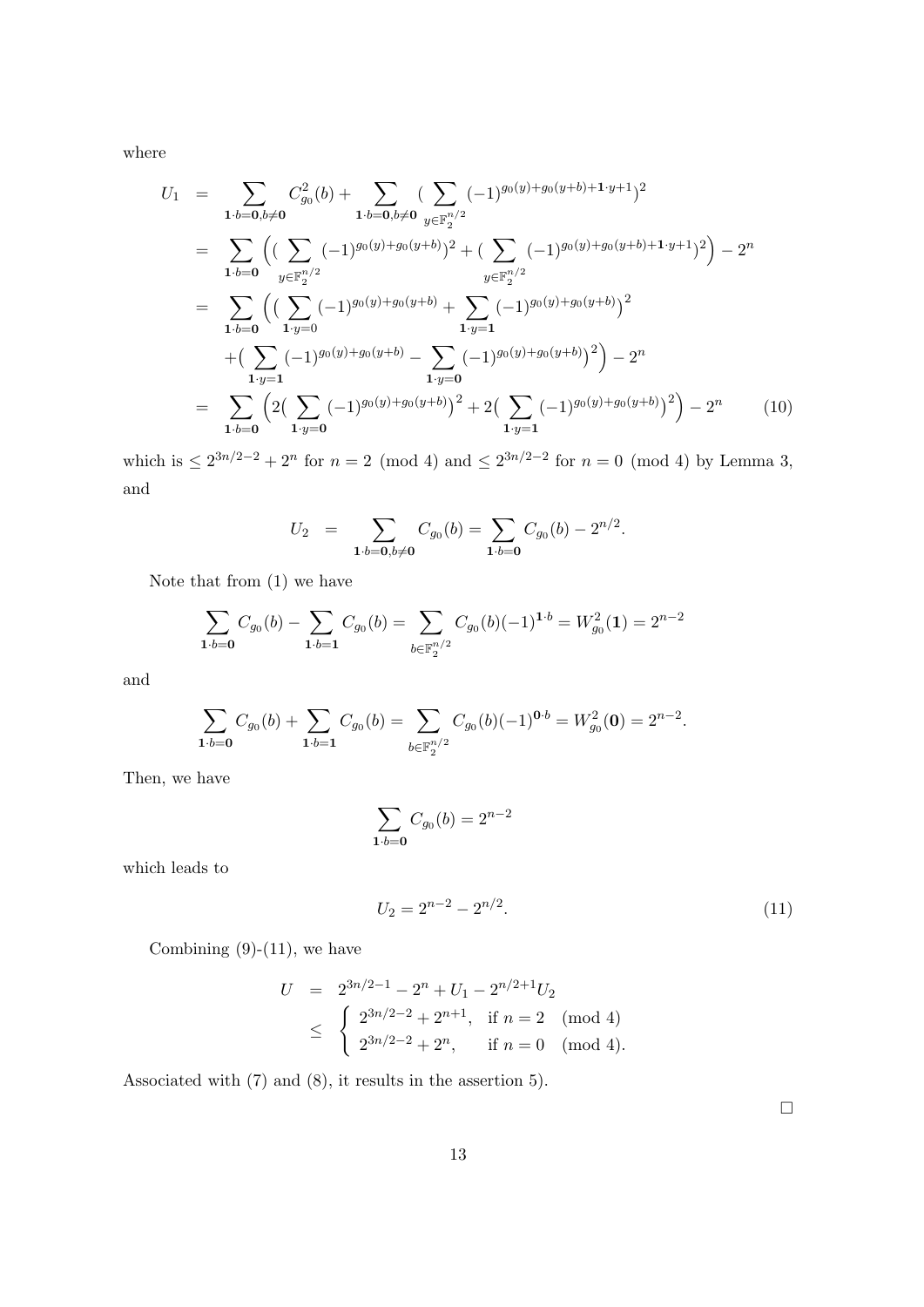where

$$
\begin{aligned}
U_1 &= \sum_{\mathbf{1}\cdot b=\mathbf{0}, b\neq \mathbf{0}} C_{g_0}^2(b) + \sum_{\mathbf{1}\cdot b=\mathbf{0}, b\neq \mathbf{0}} \big( \sum_{y\in \mathbb{F}_2^{n/2}} (-1)^{g_0(y)+g_0(y+b)+\mathbf{1}\cdot y+1} \big)^2 \\
&= \sum_{\mathbf{1}\cdot b=\mathbf{0}} \Big( \big( \sum_{y\in \mathbb{F}_2^{n/2}} (-1)^{g_0(y)+g_0(y+b)} \big)^2 + \big( \sum_{y\in \mathbb{F}_2^{n/2}} (-1)^{g_0(y)+g_0(y+b)+\mathbf{1}\cdot y+1} \big)^2 \Big) - 2^n \\
&= \sum_{\mathbf{1}\cdot b=\mathbf{0}} \Big( \big( \sum_{\mathbf{1}\cdot y=0} (-1)^{g_0(y)+g_0(y+b)} + \sum_{\mathbf{1}\cdot y=\mathbf{1}} (-1)^{g_0(y)+g_0(y+b)} \big)^2 \\
&\quad + \big( \sum_{\mathbf{1}\cdot y=\mathbf{1}} (-1)^{g_0(y)+g_0(y+b)} - \sum_{\mathbf{1}\cdot y=\mathbf{0}} (-1)^{g_0(y)+g_0(y+b)} \big)^2 \Big) - 2^n \\
&= \sum_{\mathbf{1}\cdot b=\mathbf{0}} \Big( 2\big( \sum_{\mathbf{1}\cdot y=\mathbf{0}} (-1)^{g_0(y)+g_0(y+b)} \big)^2 + 2\big( \sum_{\mathbf{1}\cdot y=\mathbf{1}} (-1)^{g_0(y)+g_0(y+b)} \big)^2 \Big) - 2^n \qquad (10)
\end{aligned}
$$

which is $\leq 2^{3n/2-2} + 2^n$ for $n = 2 \pmod 4$ and $\leq 2^{3n/2-2}$ for $n = 0 \pmod 4$ by Lemma 3, and

$$
U_2 = \sum_{\mathbf{1}\cdot b=\mathbf{0}, b\neq \mathbf{0}} C_{g_0}(b) = \sum_{\mathbf{1}\cdot b=\mathbf{0}} C_{g_0}(b) - 2^{n/2}.
$$

Note that from (1) we have

$$
\sum_{\mathbf{1}\cdot b=\mathbf{0}} C_{g_0}(b) - \sum_{\mathbf{1}\cdot b=\mathbf{1}} C_{g_0}(b) = \sum_{b\in \mathbb{F}_2^{n/2}} C_{g_0}(b)(-1)^{\mathbf{1}\cdot b} = W_{g_0}^2(\mathbf{1}) = 2^{n-2}
$$

and

$$
\sum_{\mathbf{1}\cdot b=\mathbf{0}} C_{g_0}(b) + \sum_{\mathbf{1}\cdot b=\mathbf{1}} C_{g_0}(b) = \sum_{b\in \mathbb{F}_2^{n/2}} C_{g_0}(b)(-1)^{\mathbf{0}\cdot b} = W_{g_0}^2(\mathbf{0}) = 2^{n-2}.
$$

Then, we have

$$
\sum_{\mathbf{1}\cdot b=\mathbf{0}} C_{g_0}(b) = 2^{n-2}
$$

which leads to

$$
U_2 = 2^{n-2} - 2^{n/2}. \qquad (11)
$$

Combining (9)-(11), we have

$$
\begin{aligned}
U &= 2^{3n/2-1} - 2^n + U_1 - 2^{n/2+1}U_2 \\
&\leq \begin{cases} 2^{3n/2-2} + 2^{n+1}, & \text{if } n = 2 \pmod 4 \\ 2^{3n/2-2} + 2^n, & \text{if } n = 0 \pmod 4. \end{cases}
\end{aligned}
$$

Associated with (7) and (8), it results in the assertion 5).

□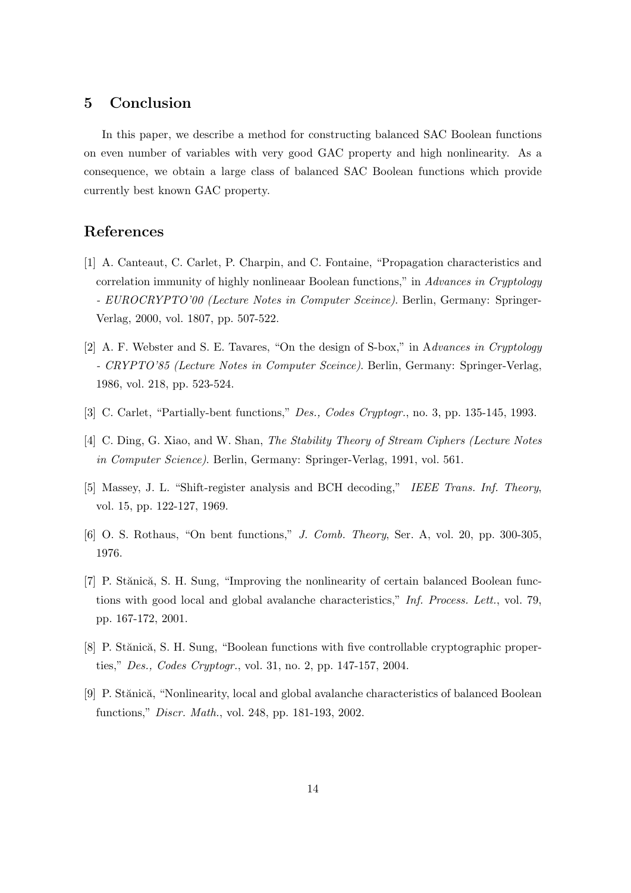## 5 Conclusion

In this paper, we describe a method for constructing balanced SAC Boolean functions on even number of variables with very good GAC property and high nonlinearity. As a consequence, we obtain a large class of balanced SAC Boolean functions which provide currently best known GAC property.

## References

[1] A. Canteaut, C. Carlet, P. Charpin, and C. Fontaine, "Propagation characteristics and correlation immunity of highly nonlineaar Boolean functions," in *Advances in Cryptology - EUROCRYPTO'00 (Lecture Notes in Computer Sceince)*. Berlin, Germany: Springer-Verlag, 2000, vol. 1807, pp. 507-522.

[2] A. F. Webster and S. E. Tavares, "On the design of S-box," in A*dvances in Cryptology - CRYPTO'85 (Lecture Notes in Computer Sceince)*. Berlin, Germany: Springer-Verlag, 1986, vol. 218, pp. 523-524.

[3] C. Carlet, "Partially-bent functions," *Des., Codes Cryptogr.*, no. 3, pp. 135-145, 1993.

[4] C. Ding, G. Xiao, and W. Shan, *The Stability Theory of Stream Ciphers (Lecture Notes in Computer Science)*. Berlin, Germany: Springer-Verlag, 1991, vol. 561.

[5] Massey, J. L. "Shift-register analysis and BCH decoding," *IEEE Trans. Inf. Theory*, vol. 15, pp. 122-127, 1969.

[6] O. S. Rothaus, "On bent functions," *J. Comb. Theory*, Ser. A, vol. 20, pp. 300-305, 1976.

[7] P. Stănică, S. H. Sung, "Improving the nonlinearity of certain balanced Boolean functions with good local and global avalanche characteristics," *Inf. Process. Lett.*, vol. 79, pp. 167-172, 2001.

[8] P. Stănică, S. H. Sung, "Boolean functions with five controllable cryptographic properties," *Des., Codes Cryptogr.*, vol. 31, no. 2, pp. 147-157, 2004.

[9] P. Stănică, "Nonlinearity, local and global avalanche characteristics of balanced Boolean functions," *Discr. Math.*, vol. 248, pp. 181-193, 2002.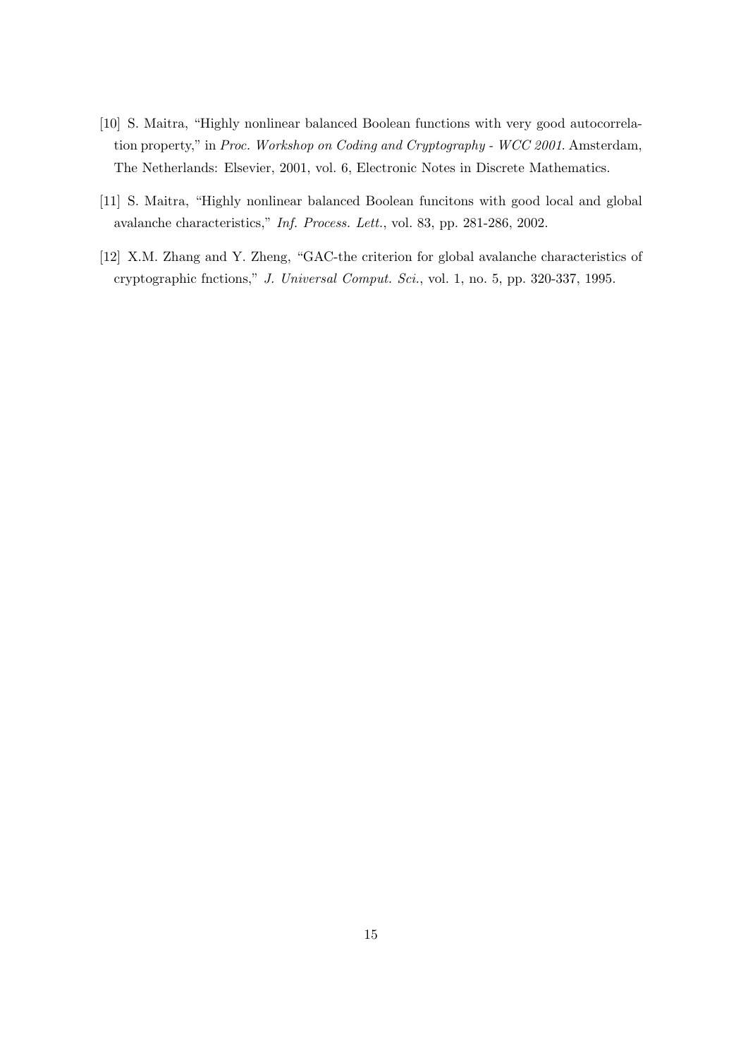[10] S. Maitra, "Highly nonlinear balanced Boolean functions with very good autocorrelation property," in *Proc. Workshop on Coding and Cryptography - WCC 2001*. Amsterdam, The Netherlands: Elsevier, 2001, vol. 6, Electronic Notes in Discrete Mathematics.

[11] S. Maitra, "Highly nonlinear balanced Boolean funcitons with good local and global avalanche characteristics," *Inf. Process. Lett.*, vol. 83, pp. 281-286, 2002.

[12] X.M. Zhang and Y. Zheng, "GAC-the criterion for global avalanche characteristics of cryptographic fnctions," *J. Universal Comput. Sci.*, vol. 1, no. 5, pp. 320-337, 1995.